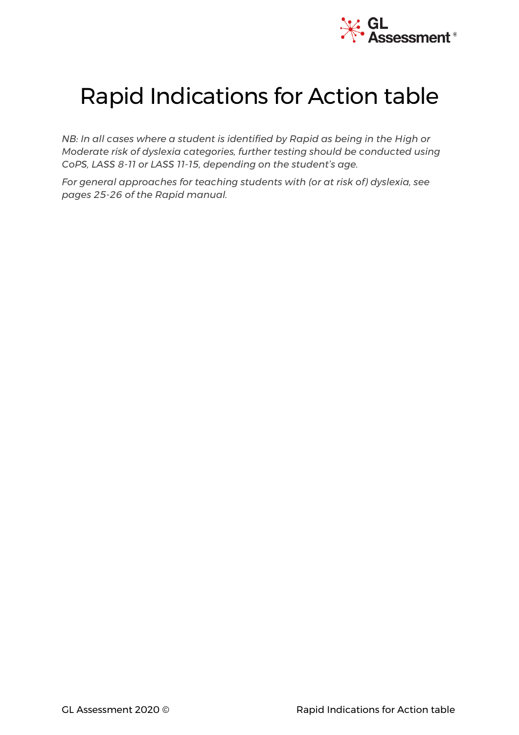# Rapid Indications for Action table

*NB: In all cases where a student is identified by Rapid as being in the High or Moderate risk of dyslexia categories, further testing should be conducted using CoPS, LASS 8-11 or LASS 11-15, depending on the student's age.*

*For general approaches for teaching students with (or at risk of) dyslexia, see pages 25-26 of the Rapid manual.*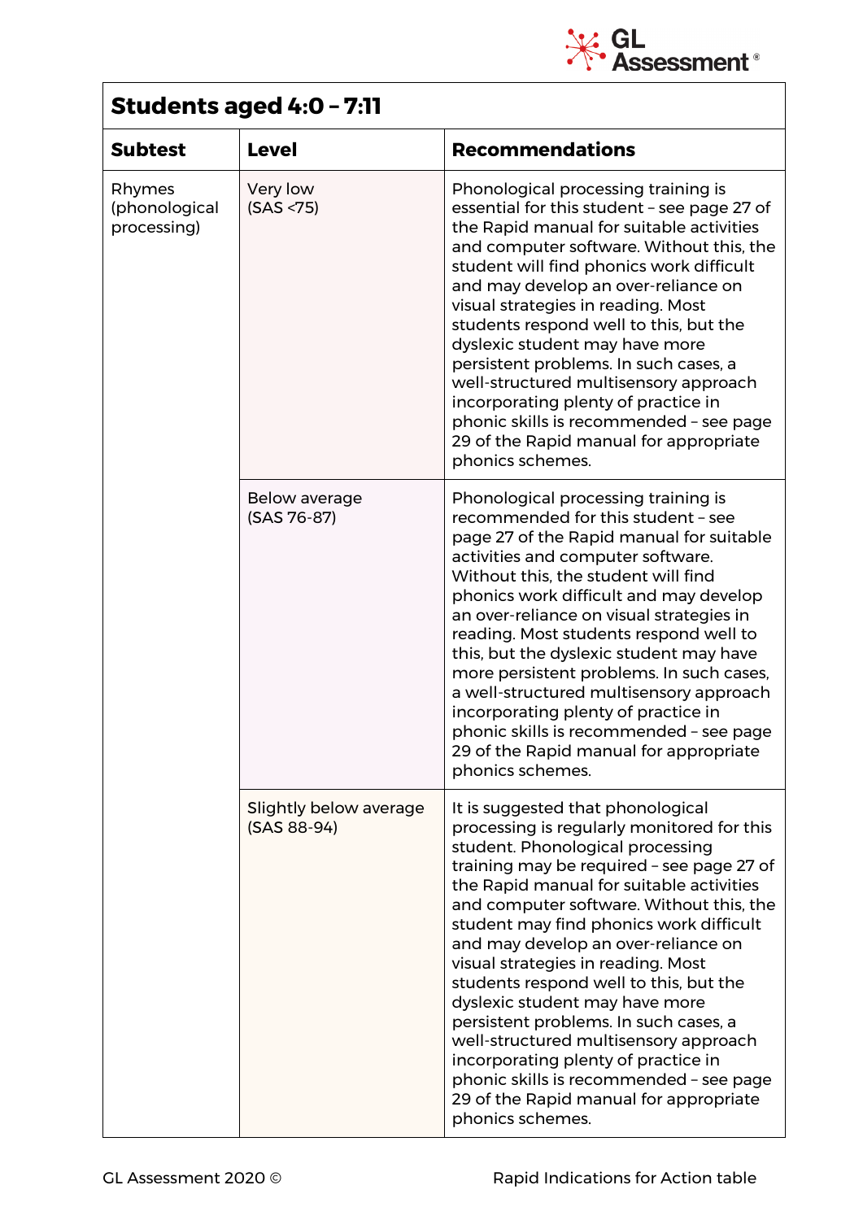| Students aged 4:0 – 7:11 | | |
|---|---|---|
| **Subtest** | **Level** | **Recommendations** |
| Rhymes (phonological processing) | Very low (SAS <75) | Phonological processing training is essential for this student – see page 27 of the Rapid manual for suitable activities and computer software. Without this, the student will find phonics work difficult and may develop an over-reliance on visual strategies in reading. Most students respond well to this, but the dyslexic student may have more persistent problems. In such cases, a well-structured multisensory approach incorporating plenty of practice in phonic skills is recommended – see page 29 of the Rapid manual for appropriate phonics schemes. |
| | Below average (SAS 76-87) | Phonological processing training is recommended for this student – see page 27 of the Rapid manual for suitable activities and computer software. Without this, the student will find phonics work difficult and may develop an over-reliance on visual strategies in reading. Most students respond well to this, but the dyslexic student may have more persistent problems. In such cases, a well-structured multisensory approach incorporating plenty of practice in phonic skills is recommended – see page 29 of the Rapid manual for appropriate phonics schemes. |
| | Slightly below average (SAS 88-94) | It is suggested that phonological processing is regularly monitored for this student. Phonological processing training may be required – see page 27 of the Rapid manual for suitable activities and computer software. Without this, the student may find phonics work difficult and may develop an over-reliance on visual strategies in reading. Most students respond well to this, but the dyslexic student may have more persistent problems. In such cases, a well-structured multisensory approach incorporating plenty of practice in phonic skills is recommended – see page 29 of the Rapid manual for appropriate phonics schemes. |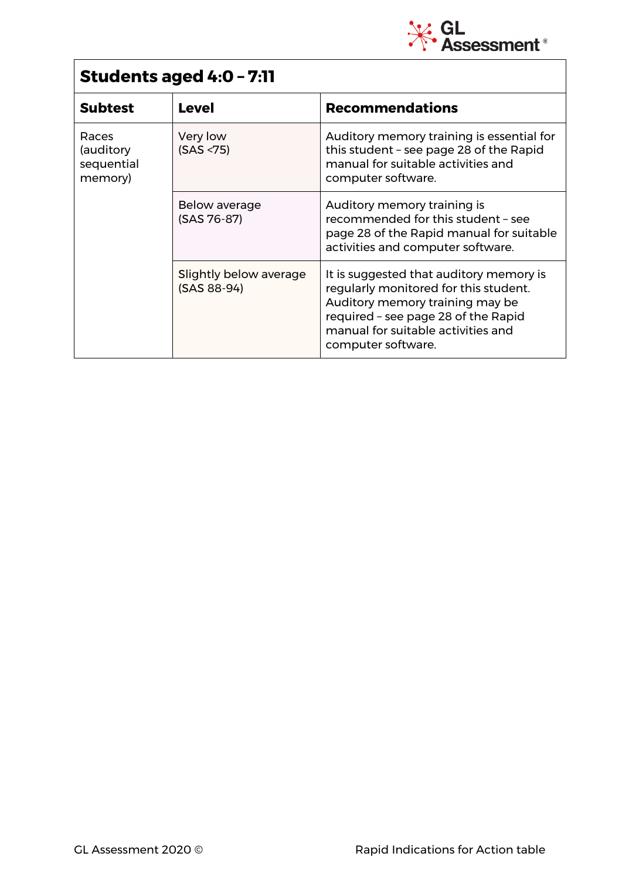| Students aged 4:0 – 7:11 | | |
|---|---|---|
| **Subtest** | **Level** | **Recommendations** |
| Races (auditory sequential memory) | Very low (SAS <75) | Auditory memory training is essential for this student – see page 28 of the Rapid manual for suitable activities and computer software. |
| | Below average (SAS 76-87) | Auditory memory training is recommended for this student – see page 28 of the Rapid manual for suitable activities and computer software. |
| | Slightly below average (SAS 88-94) | It is suggested that auditory memory is regularly monitored for this student. Auditory memory training may be required – see page 28 of the Rapid manual for suitable activities and computer software. |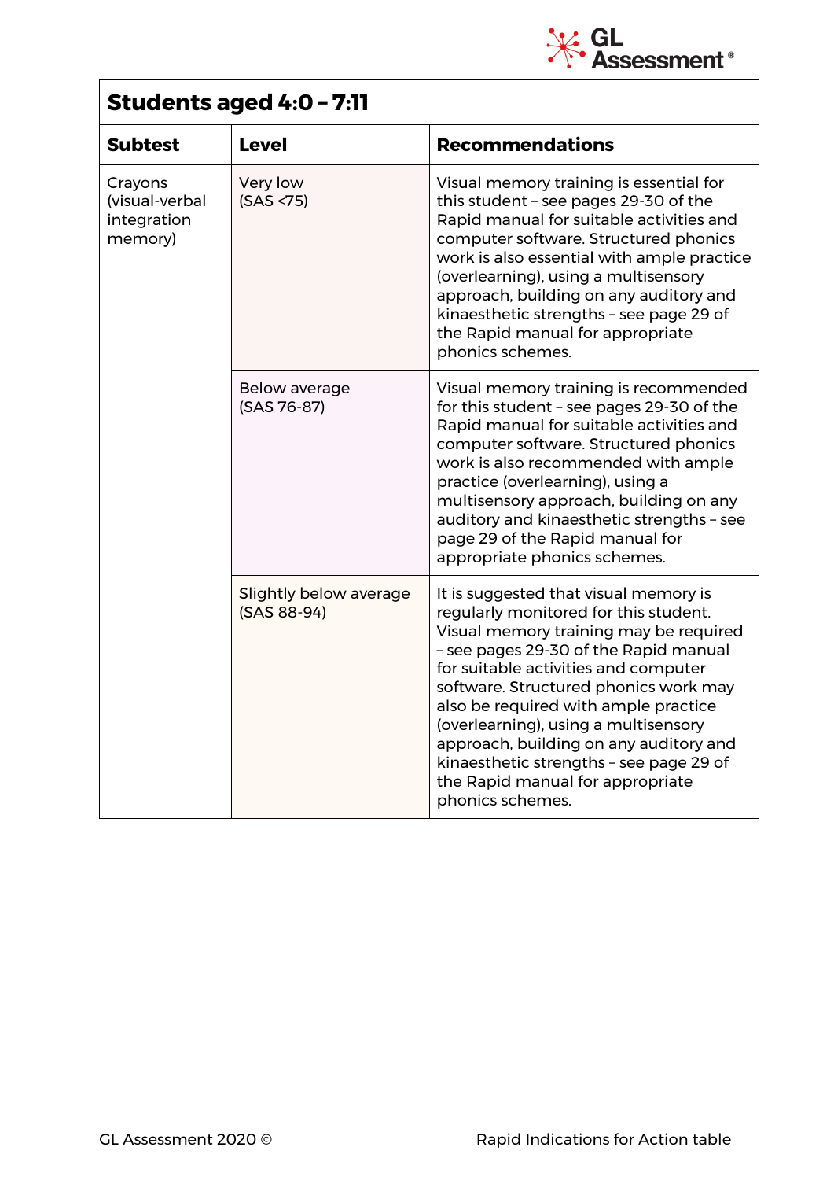| Students aged 4:0 – 7:11 | | |
|---|---|---|
| **Subtest** | **Level** | **Recommendations** |
| Crayons (visual-verbal integration memory) | Very low (SAS <75) | Visual memory training is essential for this student – see pages 29-30 of the Rapid manual for suitable activities and computer software. Structured phonics work is also essential with ample practice (overlearning), using a multisensory approach, building on any auditory and kinaesthetic strengths – see page 29 of the Rapid manual for appropriate phonics schemes. |
| | Below average (SAS 76-87) | Visual memory training is recommended for this student – see pages 29-30 of the Rapid manual for suitable activities and computer software. Structured phonics work is also recommended with ample practice (overlearning), using a multisensory approach, building on any auditory and kinaesthetic strengths – see page 29 of the Rapid manual for appropriate phonics schemes. |
| | Slightly below average (SAS 88-94) | It is suggested that visual memory is regularly monitored for this student. Visual memory training may be required – see pages 29-30 of the Rapid manual for suitable activities and computer software. Structured phonics work may also be required with ample practice (overlearning), using a multisensory approach, building on any auditory and kinaesthetic strengths – see page 29 of the Rapid manual for appropriate phonics schemes. |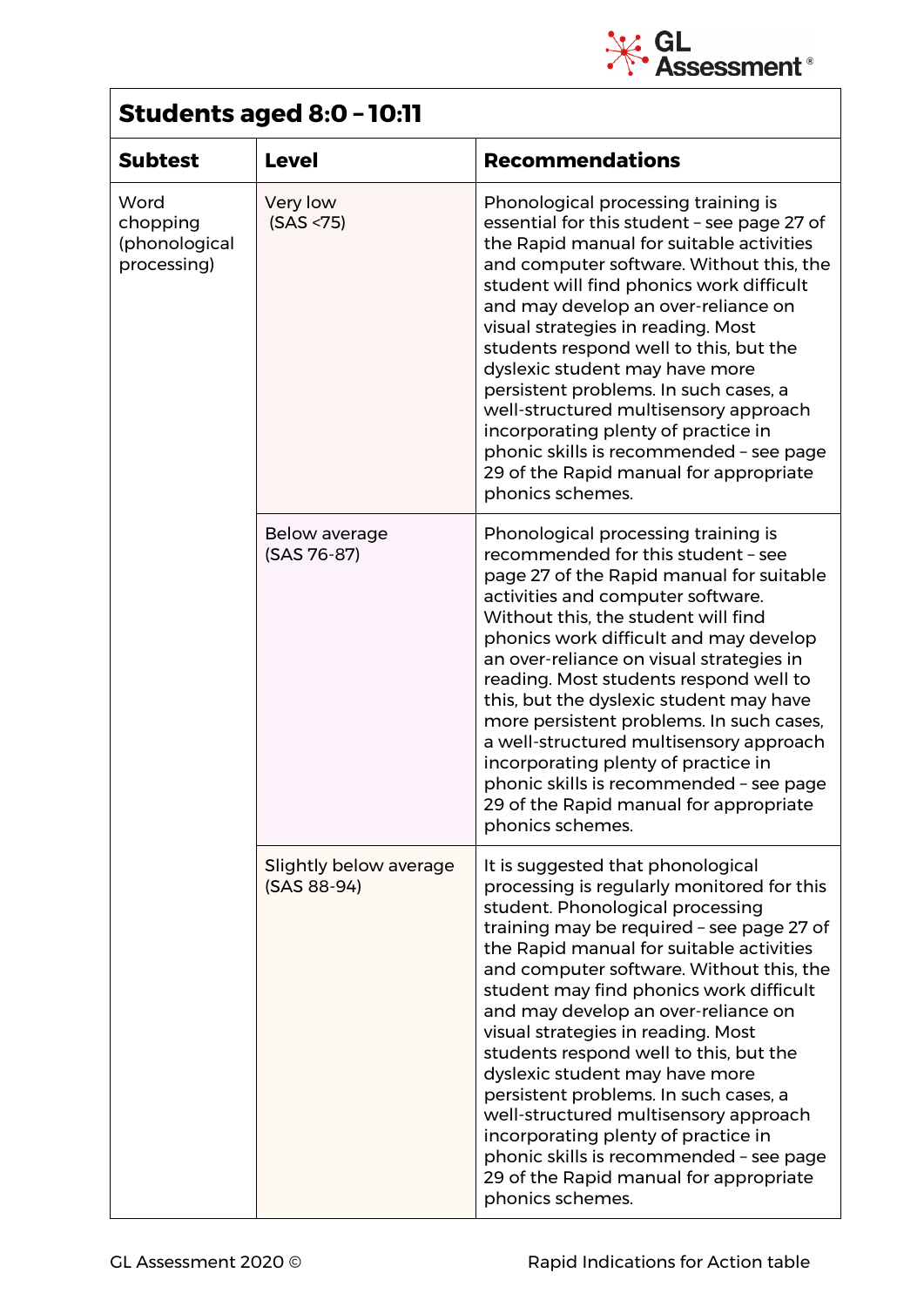| Students aged 8:0 – 10:11 | | |
|---|---|---|
| **Subtest** | **Level** | **Recommendations** |
| Word chopping (phonological processing) | Very low (SAS <75) | Phonological processing training is essential for this student – see page 27 of the Rapid manual for suitable activities and computer software. Without this, the student will find phonics work difficult and may develop an over-reliance on visual strategies in reading. Most students respond well to this, but the dyslexic student may have more persistent problems. In such cases, a well-structured multisensory approach incorporating plenty of practice in phonic skills is recommended – see page 29 of the Rapid manual for appropriate phonics schemes. |
| | Below average (SAS 76-87) | Phonological processing training is recommended for this student – see page 27 of the Rapid manual for suitable activities and computer software. Without this, the student will find phonics work difficult and may develop an over-reliance on visual strategies in reading. Most students respond well to this, but the dyslexic student may have more persistent problems. In such cases, a well-structured multisensory approach incorporating plenty of practice in phonic skills is recommended – see page 29 of the Rapid manual for appropriate phonics schemes. |
| | Slightly below average (SAS 88-94) | It is suggested that phonological processing is regularly monitored for this student. Phonological processing training may be required – see page 27 of the Rapid manual for suitable activities and computer software. Without this, the student may find phonics work difficult and may develop an over-reliance on visual strategies in reading. Most students respond well to this, but the dyslexic student may have more persistent problems. In such cases, a well-structured multisensory approach incorporating plenty of practice in phonic skills is recommended – see page 29 of the Rapid manual for appropriate phonics schemes. |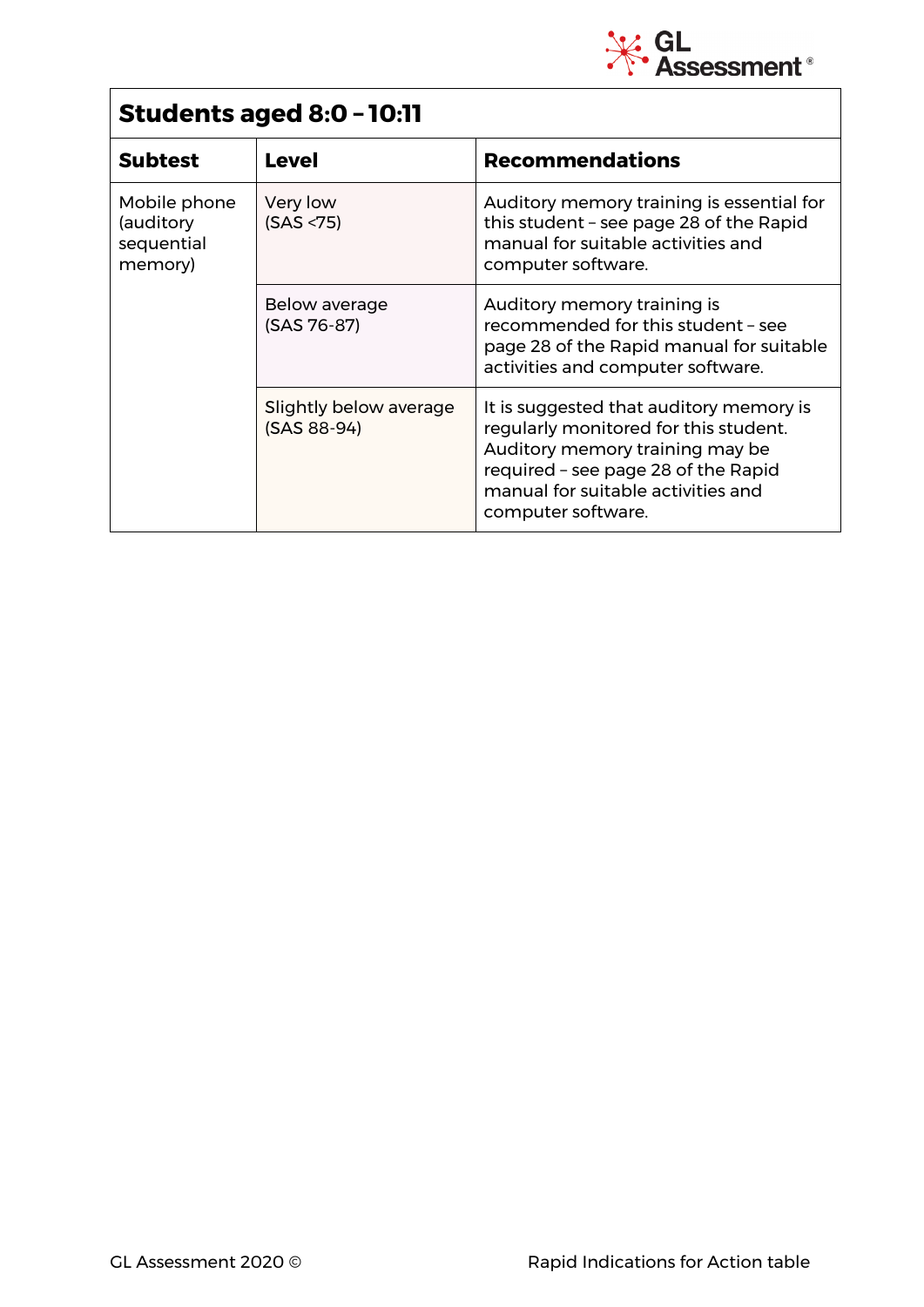| Students aged 8:0 – 10:11 | | |
|---|---|---|
| **Subtest** | **Level** | **Recommendations** |
| Mobile phone (auditory sequential memory) | Very low (SAS <75) | Auditory memory training is essential for this student – see page 28 of the Rapid manual for suitable activities and computer software. |
| | Below average (SAS 76-87) | Auditory memory training is recommended for this student – see page 28 of the Rapid manual for suitable activities and computer software. |
| | Slightly below average (SAS 88-94) | It is suggested that auditory memory is regularly monitored for this student. Auditory memory training may be required – see page 28 of the Rapid manual for suitable activities and computer software. |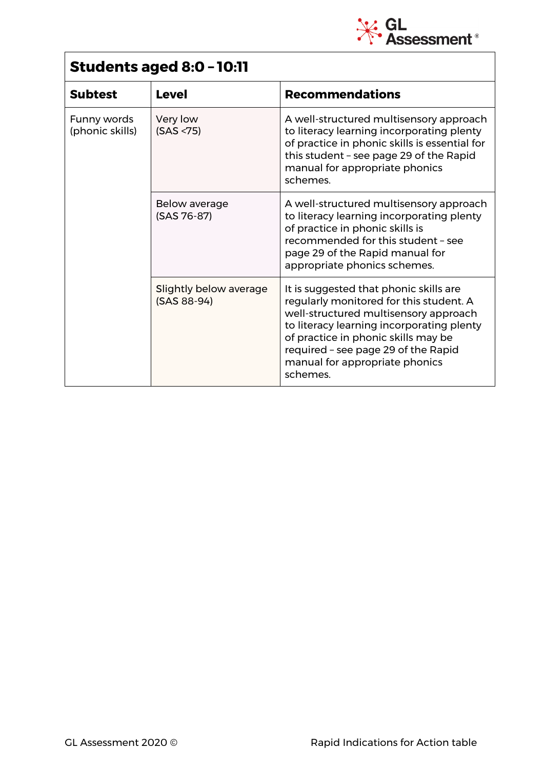| Students aged 8:0 – 10:11 | | |
|---|---|---|
| **Subtest** | **Level** | **Recommendations** |
| Funny words (phonic skills) | Very low (SAS <75) | A well-structured multisensory approach to literacy learning incorporating plenty of practice in phonic skills is essential for this student – see page 29 of the Rapid manual for appropriate phonics schemes. |
| | Below average (SAS 76-87) | A well-structured multisensory approach to literacy learning incorporating plenty of practice in phonic skills is recommended for this student – see page 29 of the Rapid manual for appropriate phonics schemes. |
| | Slightly below average (SAS 88-94) | It is suggested that phonic skills are regularly monitored for this student. A well-structured multisensory approach to literacy learning incorporating plenty of practice in phonic skills may be required – see page 29 of the Rapid manual for appropriate phonics schemes. |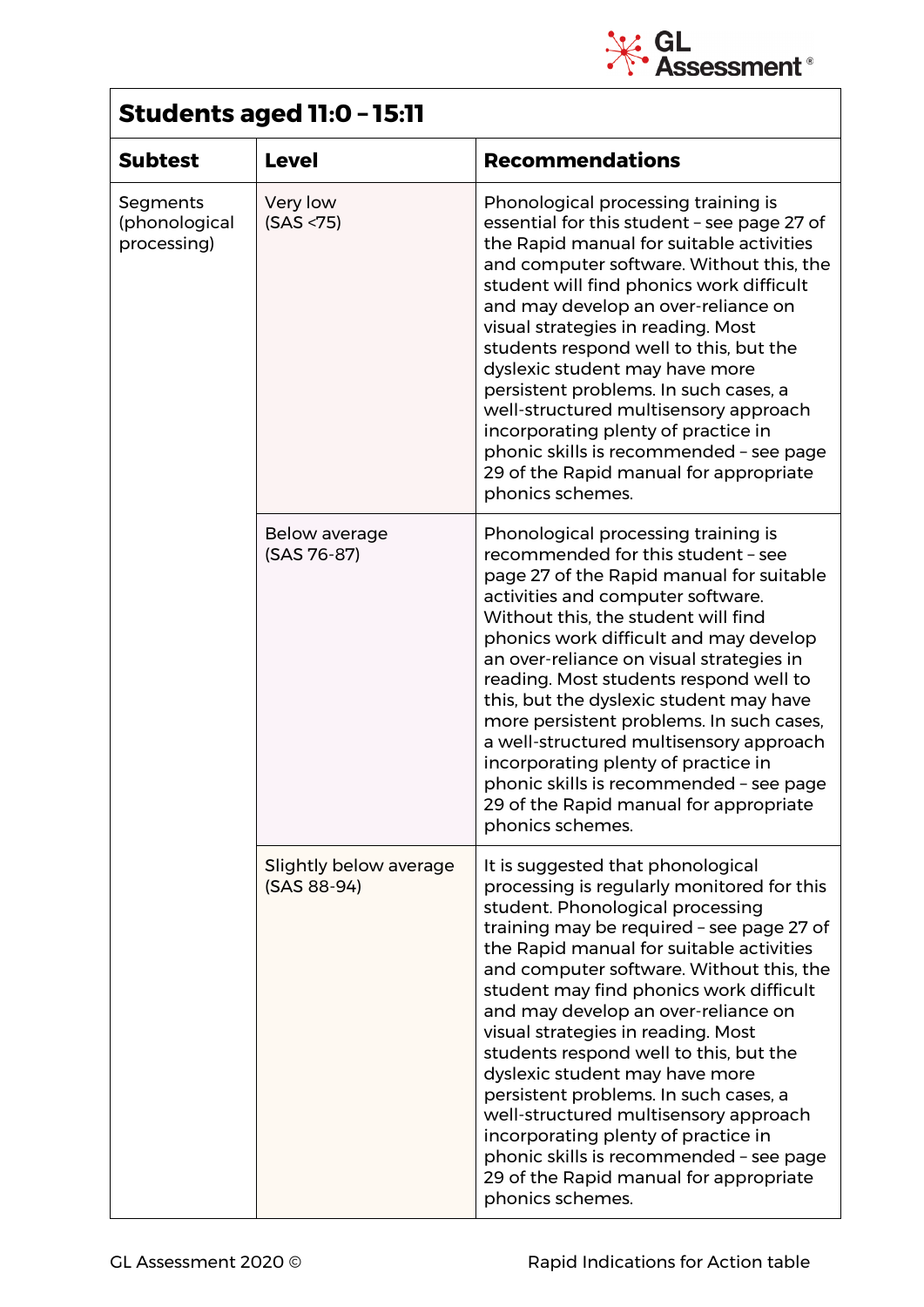| Students aged 11:0 – 15:11 | | |
|---|---|---|
| **Subtest** | **Level** | **Recommendations** |
| Segments (phonological processing) | Very low (SAS <75) | Phonological processing training is essential for this student – see page 27 of the Rapid manual for suitable activities and computer software. Without this, the student will find phonics work difficult and may develop an over-reliance on visual strategies in reading. Most students respond well to this, but the dyslexic student may have more persistent problems. In such cases, a well-structured multisensory approach incorporating plenty of practice in phonic skills is recommended – see page 29 of the Rapid manual for appropriate phonics schemes. |
| | Below average (SAS 76-87) | Phonological processing training is recommended for this student – see page 27 of the Rapid manual for suitable activities and computer software. Without this, the student will find phonics work difficult and may develop an over-reliance on visual strategies in reading. Most students respond well to this, but the dyslexic student may have more persistent problems. In such cases, a well-structured multisensory approach incorporating plenty of practice in phonic skills is recommended – see page 29 of the Rapid manual for appropriate phonics schemes. |
| | Slightly below average (SAS 88-94) | It is suggested that phonological processing is regularly monitored for this student. Phonological processing training may be required – see page 27 of the Rapid manual for suitable activities and computer software. Without this, the student may find phonics work difficult and may develop an over-reliance on visual strategies in reading. Most students respond well to this, but the dyslexic student may have more persistent problems. In such cases, a well-structured multisensory approach incorporating plenty of practice in phonic skills is recommended – see page 29 of the Rapid manual for appropriate phonics schemes. |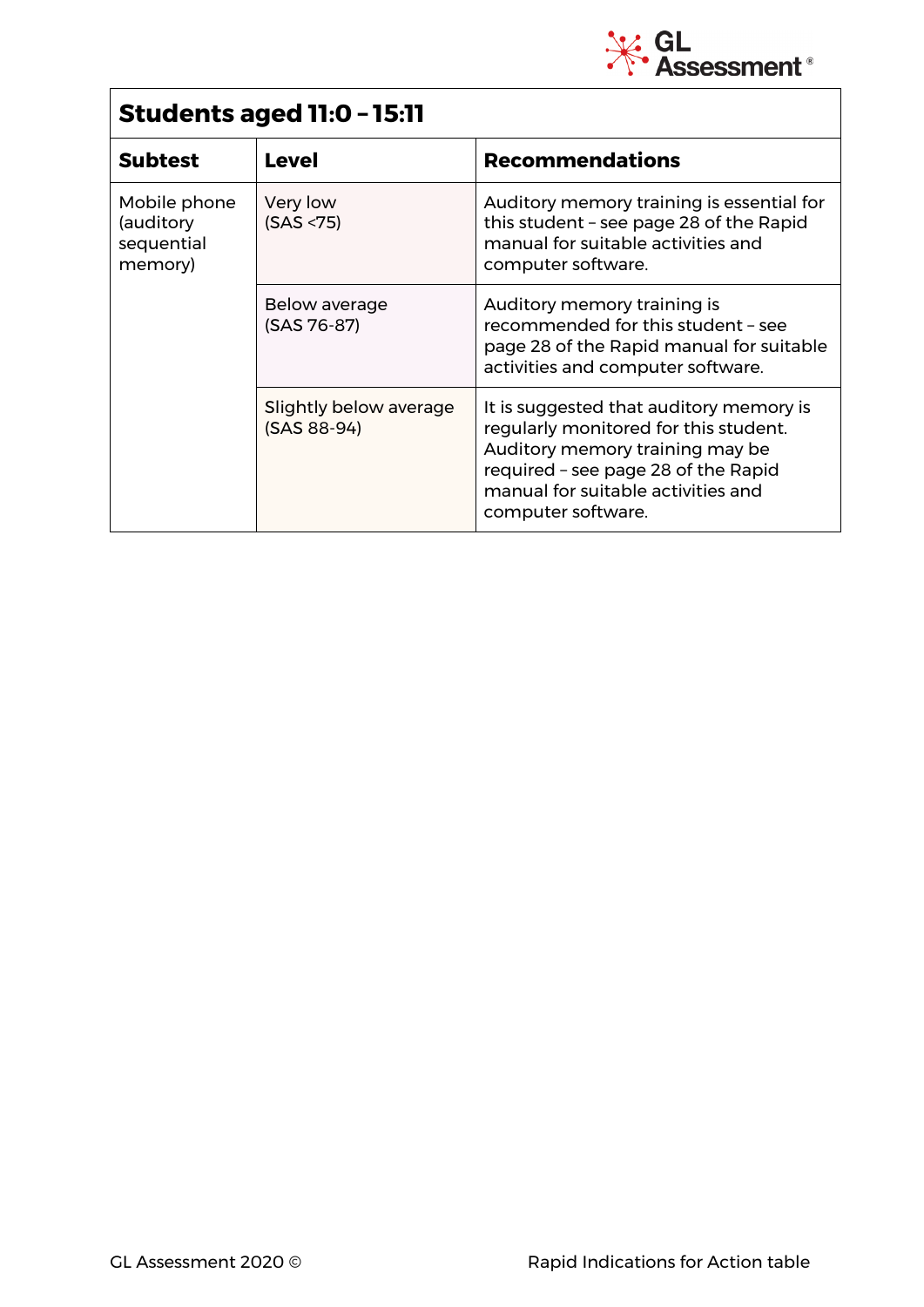| Students aged 11:0 – 15:11 | | |
|---|---|---|
| **Subtest** | **Level** | **Recommendations** |
| Mobile phone (auditory sequential memory) | Very low (SAS <75) | Auditory memory training is essential for this student – see page 28 of the Rapid manual for suitable activities and computer software. |
| | Below average (SAS 76-87) | Auditory memory training is recommended for this student – see page 28 of the Rapid manual for suitable activities and computer software. |
| | Slightly below average (SAS 88-94) | It is suggested that auditory memory is regularly monitored for this student. Auditory memory training may be required – see page 28 of the Rapid manual for suitable activities and computer software. |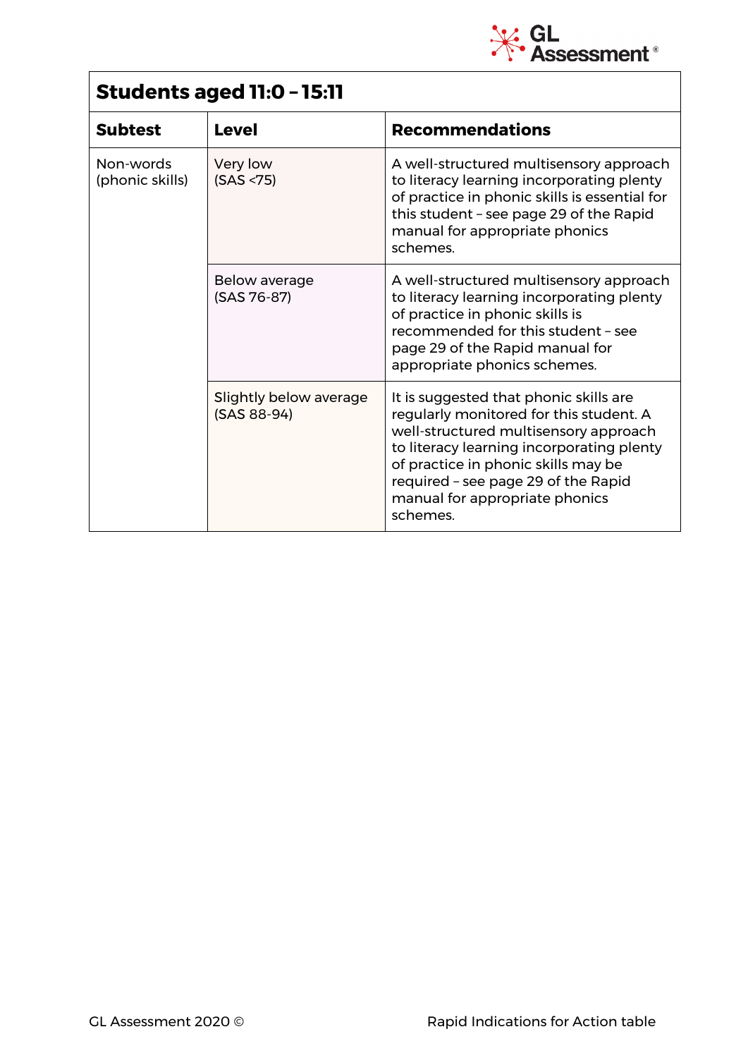| Students aged 11:0 – 15:11 | | |
|---|---|---|
| **Subtest** | **Level** | **Recommendations** |
| Non-words (phonic skills) | Very low (SAS <75) | A well-structured multisensory approach to literacy learning incorporating plenty of practice in phonic skills is essential for this student – see page 29 of the Rapid manual for appropriate phonics schemes. |
| | Below average (SAS 76-87) | A well-structured multisensory approach to literacy learning incorporating plenty of practice in phonic skills is recommended for this student – see page 29 of the Rapid manual for appropriate phonics schemes. |
| | Slightly below average (SAS 88-94) | It is suggested that phonic skills are regularly monitored for this student. A well-structured multisensory approach to literacy learning incorporating plenty of practice in phonic skills may be required – see page 29 of the Rapid manual for appropriate phonics schemes. |